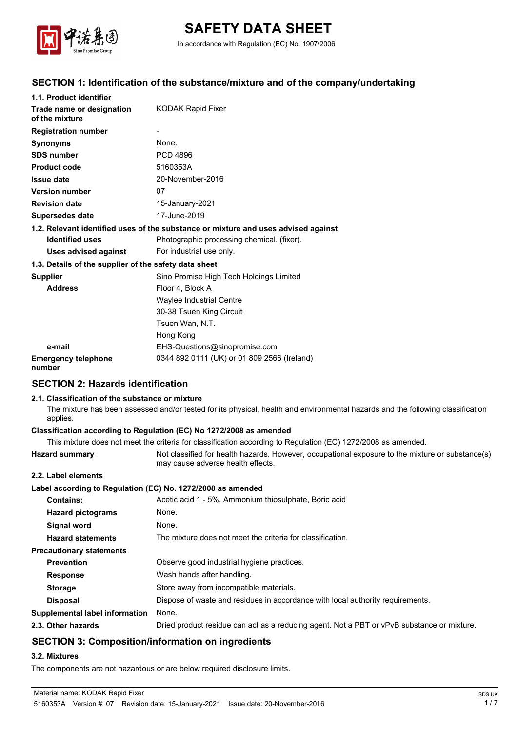# SAFETY DATA SHEET

In accordance with Regulation (EC) No. 1907/2006

## SECTION 1: Identification of the substance/mixture and of the company/undertaking

**1.1. Product identifier**

| | |
|---|---|
| **Trade name or designation of the mixture** | KODAK Rapid Fixer |
| **Registration number** | - |
| **Synonyms** | None. |
| **SDS number** | PCD 4896 |
| **Product code** | 5160353A |
| **Issue date** | 20-November-2016 |
| **Version number** | 07 |
| **Revision date** | 15-January-2021 |
| **Supersedes date** | 17-June-2019 |

**1.2. Relevant identified uses of the substance or mixture and uses advised against**

| | |
|---|---|
| **Identified uses** | Photographic processing chemical. (fixer). |
| **Uses advised against** | For industrial use only. |

**1.3. Details of the supplier of the safety data sheet**

| | |
|---|---|
| **Supplier** | Sino Promise High Tech Holdings Limited |
| **Address** | Floor 4, Block A<br>Waylee Industrial Centre<br>30-38 Tsuen King Circuit<br>Tsuen Wan, N.T.<br>Hong Kong |
| **e-mail** | EHS-Questions@sinopromise.com |
| **Emergency telephone number** | 0344 892 0111 (UK) or 01 809 2566 (Ireland) |

## SECTION 2: Hazards identification

**2.1. Classification of the substance or mixture**

The mixture has been assessed and/or tested for its physical, health and environmental hazards and the following classification applies.

**Classification according to Regulation (EC) No 1272/2008 as amended**

This mixture does not meet the criteria for classification according to Regulation (EC) 1272/2008 as amended.

| | |
|---|---|
| **Hazard summary** | Not classified for health hazards. However, occupational exposure to the mixture or substance(s) may cause adverse health effects. |

**2.2. Label elements**

**Label according to Regulation (EC) No. 1272/2008 as amended**

| | |
|---|---|
| **Contains:** | Acetic acid 1 - 5%, Ammonium thiosulphate, Boric acid |
| **Hazard pictograms** | None. |
| **Signal word** | None. |
| **Hazard statements** | The mixture does not meet the criteria for classification. |

**Precautionary statements**

| | |
|---|---|
| **Prevention** | Observe good industrial hygiene practices. |
| **Response** | Wash hands after handling. |
| **Storage** | Store away from incompatible materials. |
| **Disposal** | Dispose of waste and residues in accordance with local authority requirements. |
| **Supplemental label information** | None. |
| **2.3. Other hazards** | Dried product residue can act as a reducing agent. Not a PBT or vPvB substance or mixture. |

## SECTION 3: Composition/information on ingredients

**3.2. Mixtures**

The components are not hazardous or are below required disclosure limits.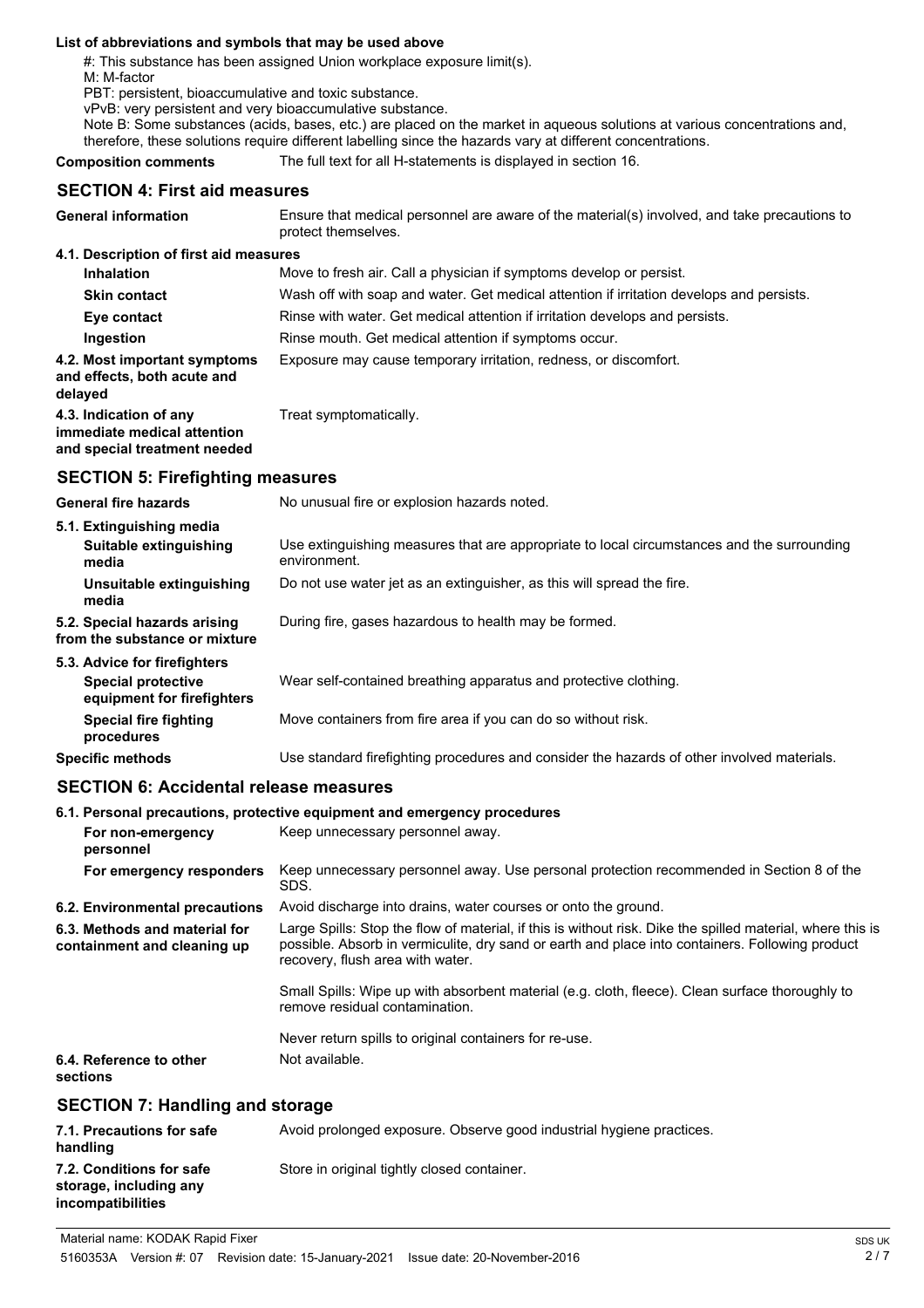**List of abbreviations and symbols that may be used above**

#: This substance has been assigned Union workplace exposure limit(s).

M: M-factor

PBT: persistent, bioaccumulative and toxic substance.

vPvB: very persistent and very bioaccumulative substance.

Note B: Some substances (acids, bases, etc.) are placed on the market in aqueous solutions at various concentrations and, therefore, these solutions require different labelling since the hazards vary at different concentrations.

**Composition comments** The full text for all H-statements is displayed in section 16.

## SECTION 4: First aid measures

**General information** Ensure that medical personnel are aware of the material(s) involved, and take precautions to protect themselves.

**4.1. Description of first aid measures**

**Inhalation** Move to fresh air. Call a physician if symptoms develop or persist.

**Skin contact** Wash off with soap and water. Get medical attention if irritation develops and persists.

**Eye contact** Rinse with water. Get medical attention if irritation develops and persists.

**Ingestion** Rinse mouth. Get medical attention if symptoms occur.

**4.2. Most important symptoms and effects, both acute and delayed** Exposure may cause temporary irritation, redness, or discomfort.

**4.3. Indication of any immediate medical attention and special treatment needed** Treat symptomatically.

## SECTION 5: Firefighting measures

**General fire hazards** No unusual fire or explosion hazards noted.

**5.1. Extinguishing media**

**Suitable extinguishing media** Use extinguishing measures that are appropriate to local circumstances and the surrounding environment.

**Unsuitable extinguishing media** Do not use water jet as an extinguisher, as this will spread the fire.

**5.2. Special hazards arising from the substance or mixture** During fire, gases hazardous to health may be formed.

**5.3. Advice for firefighters**

**Special protective equipment for firefighters** Wear self-contained breathing apparatus and protective clothing.

**Special fire fighting procedures** Move containers from fire area if you can do so without risk.

**Specific methods** Use standard firefighting procedures and consider the hazards of other involved materials.

## SECTION 6: Accidental release measures

**6.1. Personal precautions, protective equipment and emergency procedures**

**For non-emergency personnel** Keep unnecessary personnel away.

**For emergency responders** Keep unnecessary personnel away. Use personal protection recommended in Section 8 of the SDS.

**6.2. Environmental precautions** Avoid discharge into drains, water courses or onto the ground.

**6.3. Methods and material for containment and cleaning up** Large Spills: Stop the flow of material, if this is without risk. Dike the spilled material, where this is possible. Absorb in vermiculite, dry sand or earth and place into containers. Following product recovery, flush area with water.

Small Spills: Wipe up with absorbent material (e.g. cloth, fleece). Clean surface thoroughly to remove residual contamination.

Never return spills to original containers for re-use.

**6.4. Reference to other sections** Not available.

## SECTION 7: Handling and storage

**7.1. Precautions for safe handling** Avoid prolonged exposure. Observe good industrial hygiene practices.

**7.2. Conditions for safe storage, including any incompatibilities** Store in original tightly closed container.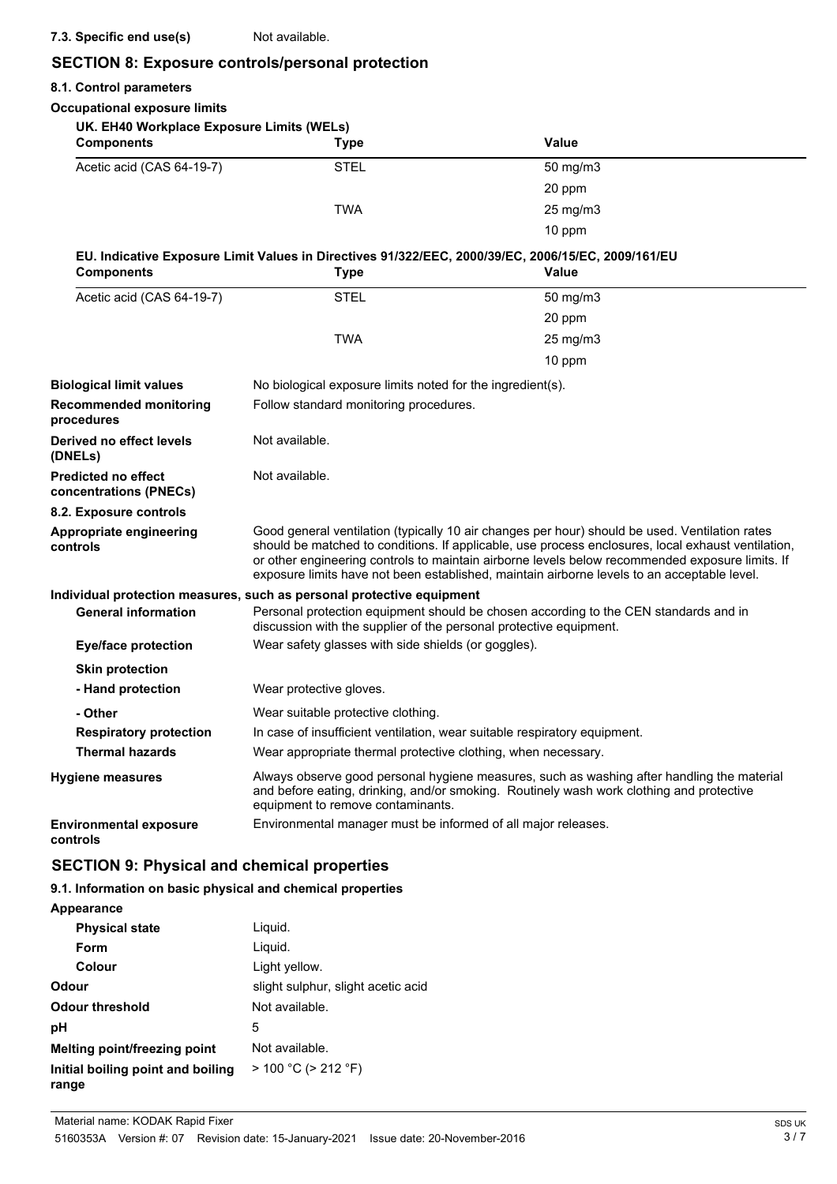**7.3. Specific end use(s)** Not available.

## SECTION 8: Exposure controls/personal protection

### 8.1. Control parameters

**Occupational exposure limits**

**UK. EH40 Workplace Exposure Limits (WELs)**

| Components | Type | Value |
|---|---|---|
| Acetic acid (CAS 64-19-7) | STEL | 50 mg/m3 |
| | | 20 ppm |
| | TWA | 25 mg/m3 |
| | | 10 ppm |

**EU. Indicative Exposure Limit Values in Directives 91/322/EEC, 2000/39/EC, 2006/15/EC, 2009/161/EU**

| Components | Type | Value |
|---|---|---|
| Acetic acid (CAS 64-19-7) | STEL | 50 mg/m3 |
| | | 20 ppm |
| | TWA | 25 mg/m3 |
| | | 10 ppm |

**Biological limit values** No biological exposure limits noted for the ingredient(s).

**Recommended monitoring procedures** Follow standard monitoring procedures.

**Derived no effect levels (DNELs)** Not available.

**Predicted no effect concentrations (PNECs)** Not available.

### 8.2. Exposure controls

**Appropriate engineering controls** Good general ventilation (typically 10 air changes per hour) should be used. Ventilation rates should be matched to conditions. If applicable, use process enclosures, local exhaust ventilation, or other engineering controls to maintain airborne levels below recommended exposure limits. If exposure limits have not been established, maintain airborne levels to an acceptable level.

**Individual protection measures, such as personal protective equipment**

**General information** Personal protection equipment should be chosen according to the CEN standards and in discussion with the supplier of the personal protective equipment.

**Eye/face protection** Wear safety glasses with side shields (or goggles).

**Skin protection**

**- Hand protection** Wear protective gloves.

**- Other** Wear suitable protective clothing.

**Respiratory protection** In case of insufficient ventilation, wear suitable respiratory equipment.

**Thermal hazards** Wear appropriate thermal protective clothing, when necessary.

**Hygiene measures** Always observe good personal hygiene measures, such as washing after handling the material and before eating, drinking, and/or smoking. Routinely wash work clothing and protective equipment to remove contaminants.

**Environmental exposure controls** Environmental manager must be informed of all major releases.

## SECTION 9: Physical and chemical properties

### 9.1. Information on basic physical and chemical properties

**Appearance**

| | |
|---|---|
| **Physical state** | Liquid. |
| **Form** | Liquid. |
| **Colour** | Light yellow. |
| **Odour** | slight sulphur, slight acetic acid |
| **Odour threshold** | Not available. |
| **pH** | 5 |
| **Melting point/freezing point** | Not available. |
| **Initial boiling point and boiling range** | > 100 °C (> 212 °F) |

Material name: KODAK Rapid Fixer
5160353A Version #: 07 Revision date: 15-January-2021 Issue date: 20-November-2016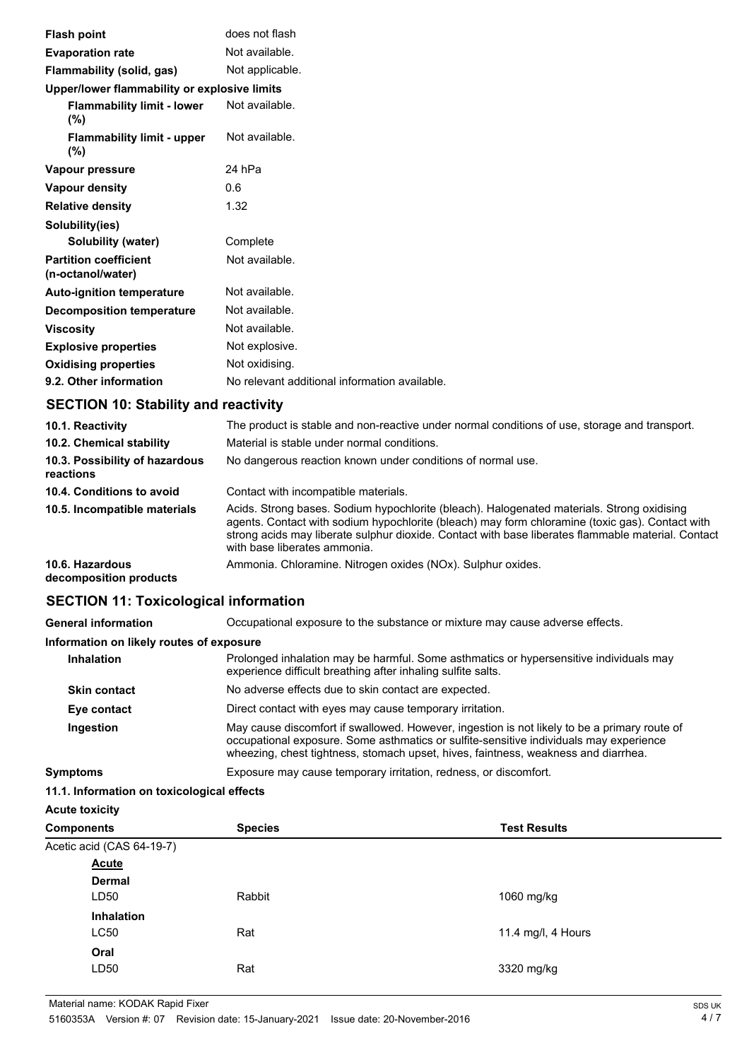| | |
|---|---|
| **Flash point** | does not flash |
| **Evaporation rate** | Not available. |
| **Flammability (solid, gas)** | Not applicable. |
| **Upper/lower flammability or explosive limits** | |
| **Flammability limit - lower (%)** | Not available. |
| **Flammability limit - upper (%)** | Not available. |
| **Vapour pressure** | 24 hPa |
| **Vapour density** | 0.6 |
| **Relative density** | 1.32 |
| **Solubility(ies)** | |
| **Solubility (water)** | Complete |
| **Partition coefficient (n-octanol/water)** | Not available. |
| **Auto-ignition temperature** | Not available. |
| **Decomposition temperature** | Not available. |
| **Viscosity** | Not available. |
| **Explosive properties** | Not explosive. |
| **Oxidising properties** | Not oxidising. |
| **9.2. Other information** | No relevant additional information available. |

## SECTION 10: Stability and reactivity

| | |
|---|---|
| **10.1. Reactivity** | The product is stable and non-reactive under normal conditions of use, storage and transport. |
| **10.2. Chemical stability** | Material is stable under normal conditions. |
| **10.3. Possibility of hazardous reactions** | No dangerous reaction known under conditions of normal use. |
| **10.4. Conditions to avoid** | Contact with incompatible materials. |
| **10.5. Incompatible materials** | Acids. Strong bases. Sodium hypochlorite (bleach). Halogenated materials. Strong oxidising agents. Contact with sodium hypochlorite (bleach) may form chloramine (toxic gas). Contact with strong acids may liberate sulphur dioxide. Contact with base liberates flammable material. Contact with base liberates ammonia. |
| **10.6. Hazardous decomposition products** | Ammonia. Chloramine. Nitrogen oxides (NOx). Sulphur oxides. |

## SECTION 11: Toxicological information

| | |
|---|---|
| **General information** | Occupational exposure to the substance or mixture may cause adverse effects. |
| **Information on likely routes of exposure** | |
| **Inhalation** | Prolonged inhalation may be harmful. Some asthmatics or hypersensitive individuals may experience difficult breathing after inhaling sulfite salts. |
| **Skin contact** | No adverse effects due to skin contact are expected. |
| **Eye contact** | Direct contact with eyes may cause temporary irritation. |
| **Ingestion** | May cause discomfort if swallowed. However, ingestion is not likely to be a primary route of occupational exposure. Some asthmatics or sulfite-sensitive individuals may experience wheezing, chest tightness, stomach upset, hives, faintness, weakness and diarrhea. |
| **Symptoms** | Exposure may cause temporary irritation, redness, or discomfort. |

**11.1. Information on toxicological effects**

**Acute toxicity**

| Components | Species | Test Results |
|---|---|---|
| Acetic acid (CAS 64-19-7) | | |
| **Acute** | | |
| **Dermal** | | |
| LD50 | Rabbit | 1060 mg/kg |
| **Inhalation** | | |
| LC50 | Rat | 11.4 mg/l, 4 Hours |
| **Oral** | | |
| LD50 | Rat | 3320 mg/kg |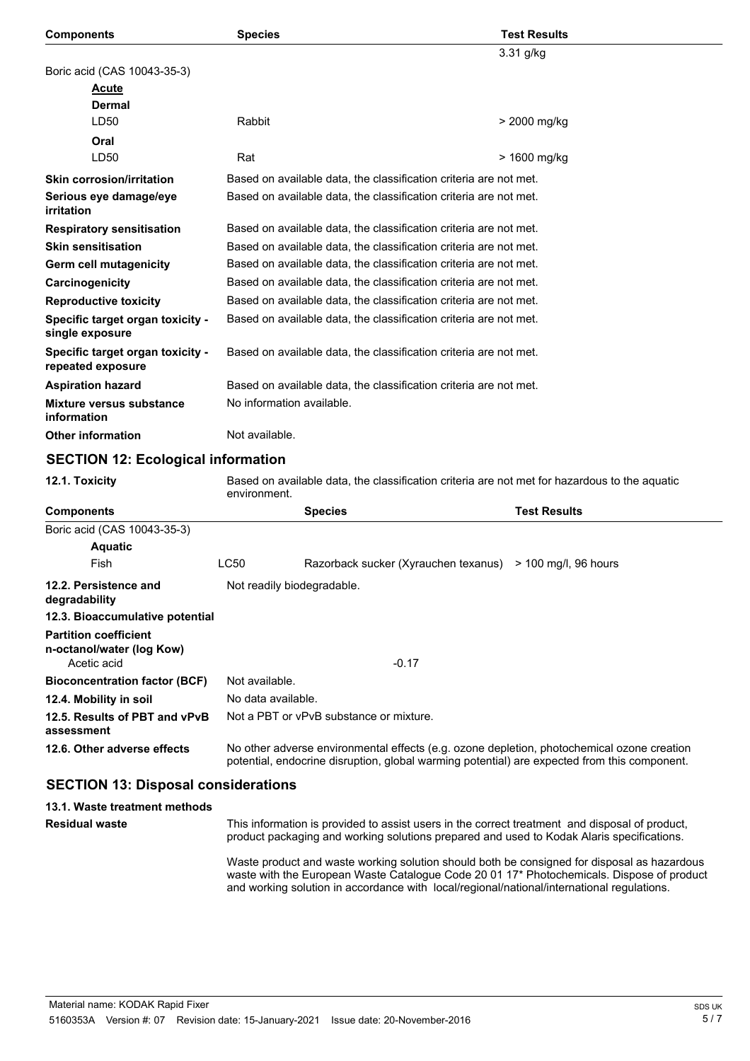| Components | Species | Test Results |
| --- | --- | --- |
| | | 3.31 g/kg |
| Boric acid (CAS 10043-35-3) | | |
| **Acute** | | |
| **Dermal** | | |
| LD50 | Rabbit | > 2000 mg/kg |
| **Oral** | | |
| LD50 | Rat | > 1600 mg/kg |

**Skin corrosion/irritation** Based on available data, the classification criteria are not met.

**Serious eye damage/eye irritation** Based on available data, the classification criteria are not met.

**Respiratory sensitisation** Based on available data, the classification criteria are not met.

**Skin sensitisation** Based on available data, the classification criteria are not met.

**Germ cell mutagenicity** Based on available data, the classification criteria are not met.

**Carcinogenicity** Based on available data, the classification criteria are not met.

**Reproductive toxicity** Based on available data, the classification criteria are not met.

**Specific target organ toxicity - single exposure** Based on available data, the classification criteria are not met.

**Specific target organ toxicity - repeated exposure** Based on available data, the classification criteria are not met.

**Aspiration hazard** Based on available data, the classification criteria are not met.

**Mixture versus substance information** No information available.

**Other information** Not available.

## SECTION 12: Ecological information

**12.1. Toxicity** Based on available data, the classification criteria are not met for hazardous to the aquatic environment.

| Components | | Species | Test Results |
| --- | --- | --- | --- |
| Boric acid (CAS 10043-35-3) | | | |
| **Aquatic** | | | |
| Fish | LC50 | Razorback sucker (Xyrauchen texanus) | > 100 mg/l, 96 hours |

**12.2. Persistence and degradability** Not readily biodegradable.

**12.3. Bioaccumulative potential**

**Partition coefficient n-octanol/water (log Kow)**

Acetic acid -0.17

**Bioconcentration factor (BCF)** Not available.

**12.4. Mobility in soil** No data available.

**12.5. Results of PBT and vPvB assessment** Not a PBT or vPvB substance or mixture.

**12.6. Other adverse effects** No other adverse environmental effects (e.g. ozone depletion, photochemical ozone creation potential, endocrine disruption, global warming potential) are expected from this component.

## SECTION 13: Disposal considerations

**13.1. Waste treatment methods**

**Residual waste** This information is provided to assist users in the correct treatment and disposal of product, product packaging and working solutions prepared and used to Kodak Alaris specifications.

Waste product and waste working solution should both be consigned for disposal as hazardous waste with the European Waste Catalogue Code 20 01 17* Photochemicals. Dispose of product and working solution in accordance with local/regional/national/international regulations.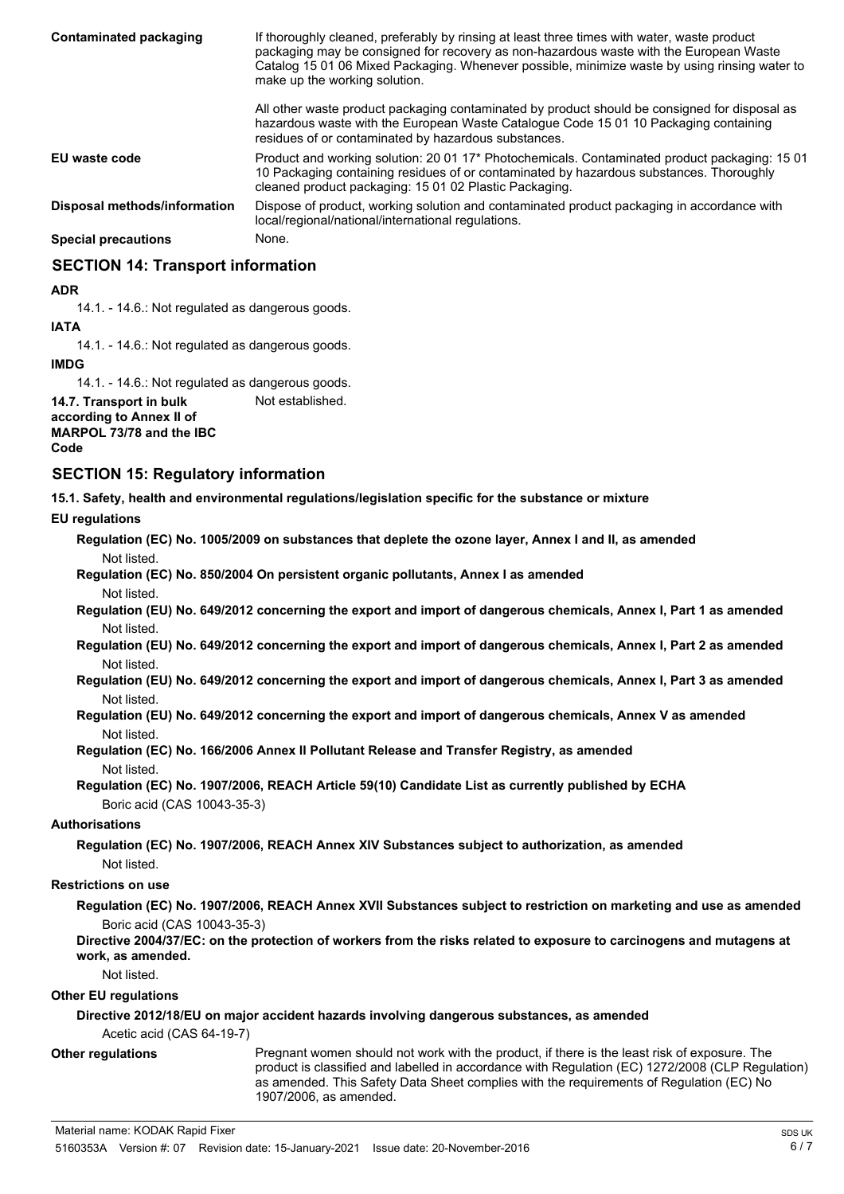| | |
|---|---|
| **Contaminated packaging** | If thoroughly cleaned, preferably by rinsing at least three times with water, waste product packaging may be consigned for recovery as non-hazardous waste with the European Waste Catalog 15 01 06 Mixed Packaging. Whenever possible, minimize waste by using rinsing water to make up the working solution.<br><br>All other waste product packaging contaminated by product should be consigned for disposal as hazardous waste with the European Waste Catalogue Code 15 01 10 Packaging containing residues of or contaminated by hazardous substances. |
| **EU waste code** | Product and working solution: 20 01 17* Photochemicals. Contaminated product packaging: 15 01 10 Packaging containing residues of or contaminated by hazardous substances. Thoroughly cleaned product packaging: 15 01 02 Plastic Packaging. |
| **Disposal methods/information** | Dispose of product, working solution and contaminated product packaging in accordance with local/regional/national/international regulations. |
| **Special precautions** | None. |

## SECTION 14: Transport information

**ADR**

14.1. - 14.6.: Not regulated as dangerous goods.

**IATA**

14.1. - 14.6.: Not regulated as dangerous goods.

**IMDG**

14.1. - 14.6.: Not regulated as dangerous goods.

**14.7. Transport in bulk according to Annex II of MARPOL 73/78 and the IBC Code** Not established.

## SECTION 15: Regulatory information

**15.1. Safety, health and environmental regulations/legislation specific for the substance or mixture**

**EU regulations**

**Regulation (EC) No. 1005/2009 on substances that deplete the ozone layer, Annex I and II, as amended**

Not listed.

**Regulation (EC) No. 850/2004 On persistent organic pollutants, Annex I as amended**

Not listed.

**Regulation (EU) No. 649/2012 concerning the export and import of dangerous chemicals, Annex I, Part 1 as amended**

Not listed.

**Regulation (EU) No. 649/2012 concerning the export and import of dangerous chemicals, Annex I, Part 2 as amended**

Not listed.

**Regulation (EU) No. 649/2012 concerning the export and import of dangerous chemicals, Annex I, Part 3 as amended**

Not listed.

**Regulation (EU) No. 649/2012 concerning the export and import of dangerous chemicals, Annex V as amended**

Not listed.

**Regulation (EC) No. 166/2006 Annex II Pollutant Release and Transfer Registry, as amended**

Not listed.

**Regulation (EC) No. 1907/2006, REACH Article 59(10) Candidate List as currently published by ECHA**

Boric acid (CAS 10043-35-3)

**Authorisations**

**Regulation (EC) No. 1907/2006, REACH Annex XIV Substances subject to authorization, as amended**

Not listed.

**Restrictions on use**

**Regulation (EC) No. 1907/2006, REACH Annex XVII Substances subject to restriction on marketing and use as amended**

Boric acid (CAS 10043-35-3)

**Directive 2004/37/EC: on the protection of workers from the risks related to exposure to carcinogens and mutagens at work, as amended.**

Not listed.

**Other EU regulations**

**Directive 2012/18/EU on major accident hazards involving dangerous substances, as amended**

Acetic acid (CAS 64-19-7)

**Other regulations** Pregnant women should not work with the product, if there is the least risk of exposure. The product is classified and labelled in accordance with Regulation (EC) 1272/2008 (CLP Regulation) as amended. This Safety Data Sheet complies with the requirements of Regulation (EC) No 1907/2006, as amended.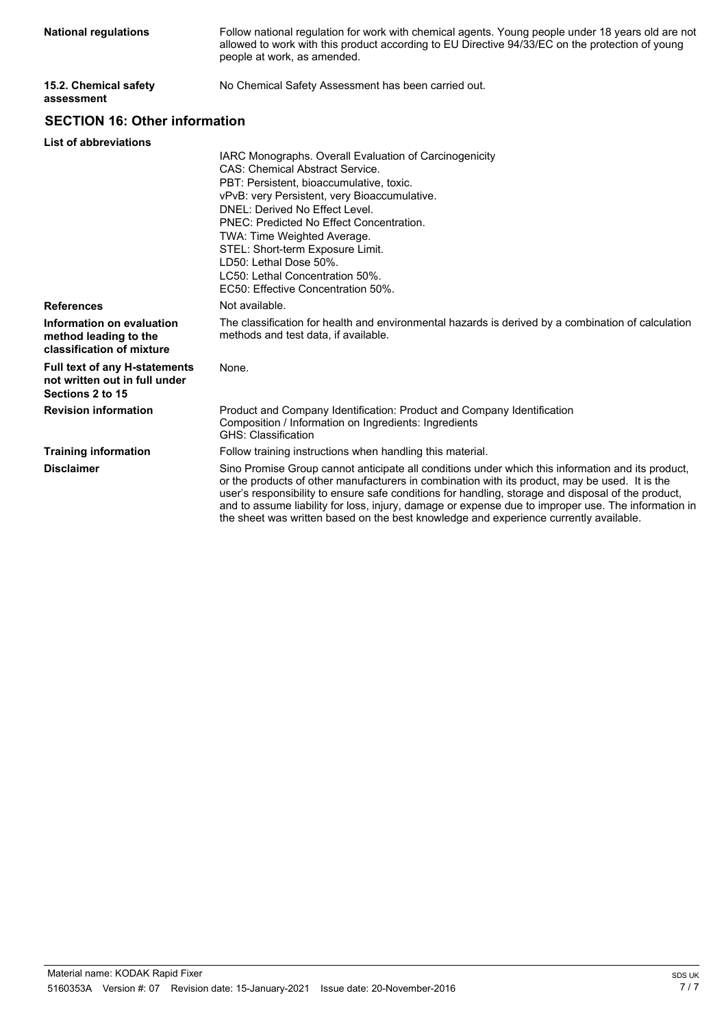**National regulations** Follow national regulation for work with chemical agents. Young people under 18 years old are not allowed to work with this product according to EU Directive 94/33/EC on the protection of young people at work, as amended.

**15.2. Chemical safety assessment** No Chemical Safety Assessment has been carried out.

## SECTION 16: Other information

**List of abbreviations**

IARC Monographs. Overall Evaluation of Carcinogenicity
CAS: Chemical Abstract Service.
PBT: Persistent, bioaccumulative, toxic.
vPvB: very Persistent, very Bioaccumulative.
DNEL: Derived No Effect Level.
PNEC: Predicted No Effect Concentration.
TWA: Time Weighted Average.
STEL: Short-term Exposure Limit.
LD50: Lethal Dose 50%.
LC50: Lethal Concentration 50%.
EC50: Effective Concentration 50%.

**References** Not available.

**Information on evaluation method leading to the classification of mixture** The classification for health and environmental hazards is derived by a combination of calculation methods and test data, if available.

**Full text of any H-statements not written out in full under Sections 2 to 15** None.

**Revision information**

Product and Company Identification: Product and Company Identification
Composition / Information on Ingredients: Ingredients
GHS: Classification

**Training information** Follow training instructions when handling this material.

**Disclaimer** Sino Promise Group cannot anticipate all conditions under which this information and its product, or the products of other manufacturers in combination with its product, may be used. It is the user's responsibility to ensure safe conditions for handling, storage and disposal of the product, and to assume liability for loss, injury, damage or expense due to improper use. The information in the sheet was written based on the best knowledge and experience currently available.

Material name: KODAK Rapid Fixer
5160353A Version #: 07 Revision date: 15-January-2021 Issue date: 20-November-2016